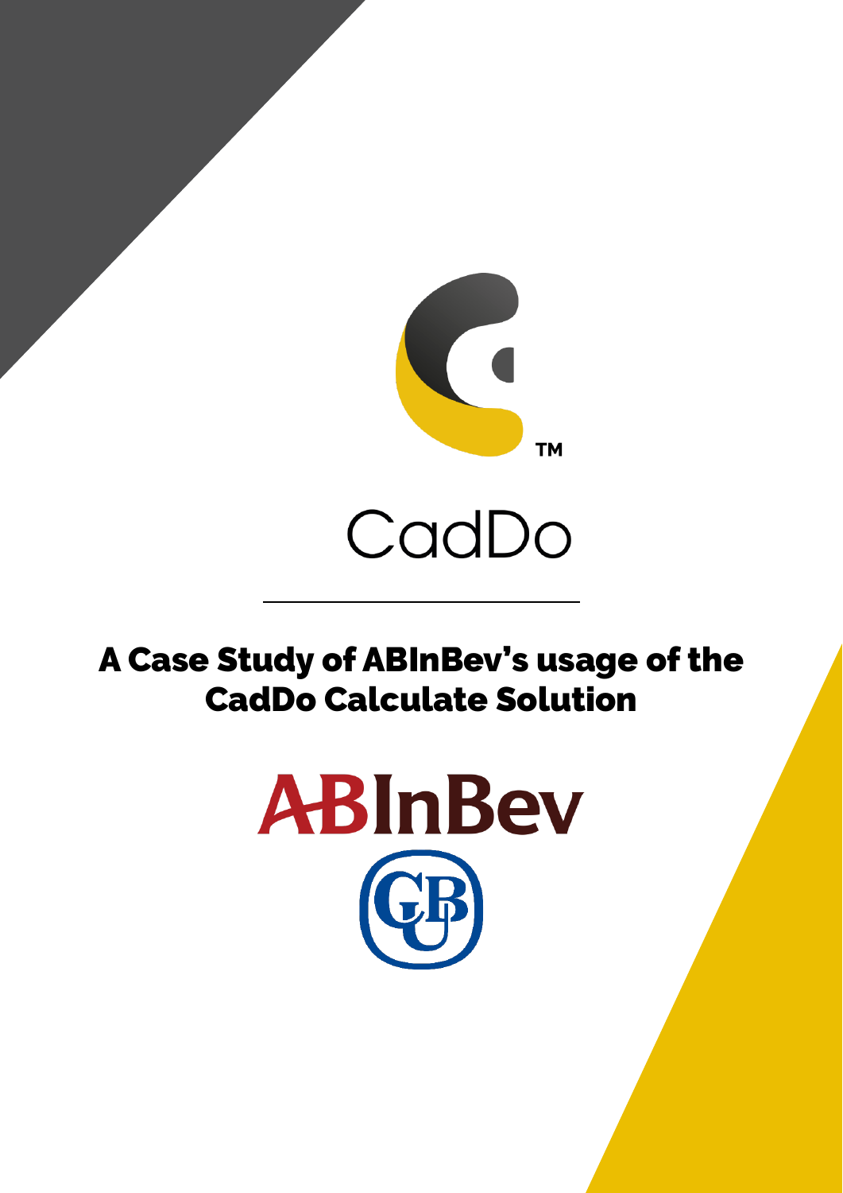CadDo

# A Case Study of ABInBev's usage of the CadDo Calculate Solution

ABInBev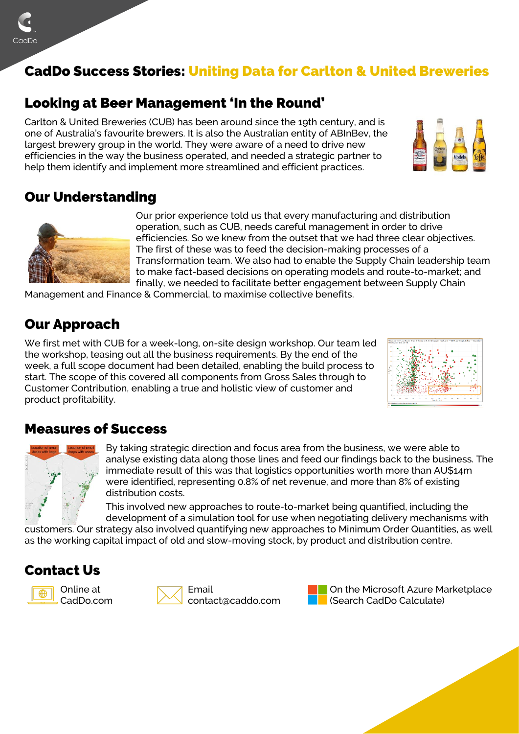# CadDo Success Stories: Uniting Data for Carlton & United Breweries

## Looking at Beer Management 'In the Round'

Carlton & United Breweries (CUB) has been around since the 19th century, and is one of Australia's favourite brewers. It is also the Australian entity of ABInBev, the largest brewery group in the world. They were aware of a need to drive new efficiencies in the way the business operated, and needed a strategic partner to help them identify and implement more streamlined and efficient practices.

## Our Understanding

Our prior experience told us that every manufacturing and distribution operation, such as CUB, needs careful management in order to drive efficiencies. So we knew from the outset that we had three clear objectives. The first of these was to feed the decision-making processes of a Transformation team. We also had to enable the Supply Chain leadership team to make fact-based decisions on operating models and route-to-market; and finally, we needed to facilitate better engagement between Supply Chain Management and Finance & Commercial, to maximise collective benefits.

## Our Approach

We first met with CUB for a week-long, on-site design workshop. Our team led the workshop, teasing out all the business requirements. By the end of the week, a full scope document had been detailed, enabling the build process to start. The scope of this covered all components from Gross Sales through to Customer Contribution, enabling a true and holistic view of customer and product profitability.

## Measures of Success

Location of small drops with kegs

Location of small drops with cases

By taking strategic direction and focus area from the business, we were able to analyse existing data along those lines and feed our findings back to the business. The immediate result of this was that logistics opportunities worth more than AU$14m were identified, representing 0.8% of net revenue, and more than 8% of existing distribution costs.

This involved new approaches to route-to-market being quantified, including the development of a simulation tool for use when negotiating delivery mechanisms with customers. Our strategy also involved quantifying new approaches to Minimum Order Quantities, as well as the working capital impact of old and slow-moving stock, by product and distribution centre.

## Contact Us

Online at CadDo.com

Email contact@caddo.com

On the Microsoft Azure Marketplace (Search CadDo Calculate)